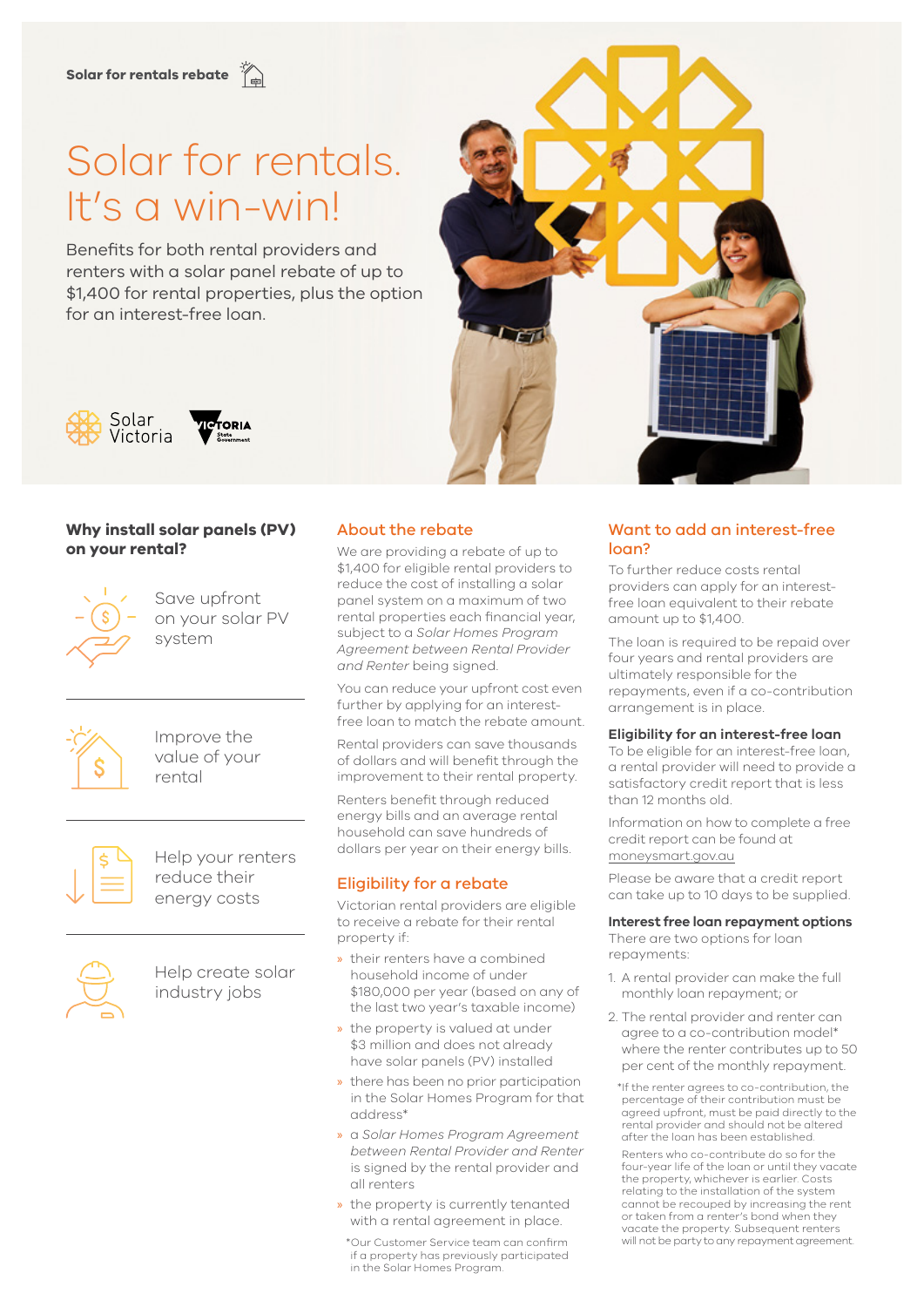Solar for rentals rebate

# Solar for rentals. It's a win-win!

Benefits for both rental providers and renters with a solar panel rebate of up to $1,400 for rental properties, plus the option for an interest-free loan.

Solar Victoria

VICTORIA State Government

## Why install solar panels (PV) on your rental?

Save upfront on your solar PV system

Improve the value of your rental

Help your renters reduce their energy costs

Help create solar industry jobs

## About the rebate

We are providing a rebate of up to $1,400 for eligible rental providers to reduce the cost of installing a solar panel system on a maximum of two rental properties each financial year, subject to a *Solar Homes Program Agreement between Rental Provider and Renter* being signed.

You can reduce your upfront cost even further by applying for an interest-free loan to match the rebate amount.

Rental providers can save thousands of dollars and will benefit through the improvement to their rental property.

Renters benefit through reduced energy bills and an average rental household can save hundreds of dollars per year on their energy bills.

## Eligibility for a rebate

Victorian rental providers are eligible to receive a rebate for their rental property if:

- their renters have a combined household income of under $180,000 per year (based on any of the last two year's taxable income)
- the property is valued at under $3 million and does not already have solar panels (PV) installed
- there has been no prior participation in the Solar Homes Program for that address*
- a *Solar Homes Program Agreement between Rental Provider and Renter* is signed by the rental provider and all renters
- the property is currently tenanted with a rental agreement in place.

*Our Customer Service team can confirm if a property has previously participated in the Solar Homes Program.

## Want to add an interest-free loan?

To further reduce costs rental providers can apply for an interest-free loan equivalent to their rebate amount up to $1,400.

The loan is required to be repaid over four years and rental providers are ultimately responsible for the repayments, even if a co-contribution arrangement is in place.

### Eligibility for an interest-free loan

To be eligible for an interest-free loan, a rental provider will need to provide a satisfactory credit report that is less than 12 months old.

Information on how to complete a free credit report can be found at moneysmart.gov.au

Please be aware that a credit report can take up to 10 days to be supplied.

### Interest free loan repayment options

There are two options for loan repayments:

1. A rental provider can make the full monthly loan repayment; or
2. The rental provider and renter can agree to a co-contribution model* where the renter contributes up to 50 per cent of the monthly repayment.

*If the renter agrees to co-contribution, the percentage of their contribution must be agreed upfront, must be paid directly to the rental provider and should not be altered after the loan has been established.

Renters who co-contribute do so for the four-year life of the loan or until they vacate the property, whichever is earlier. Costs relating to the installation of the system cannot be recouped by increasing the rent or taken from a renter's bond when they vacate the property. Subsequent renters will not be party to any repayment agreement.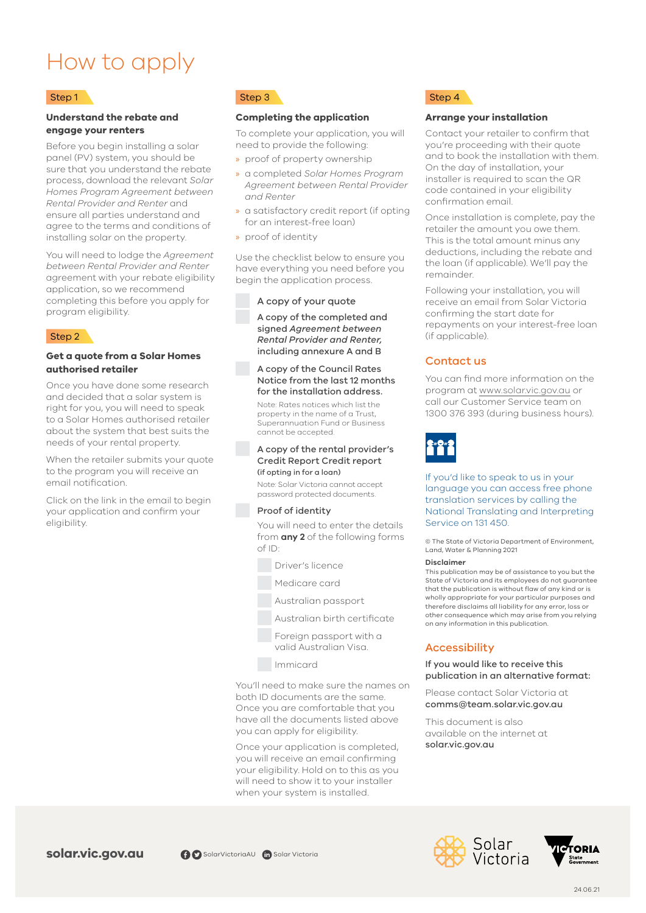# How to apply

## Step 1

### Understand the rebate and engage your renters

Before you begin installing a solar panel (PV) system, you should be sure that you understand the rebate process, download the relevant *Solar Homes Program Agreement between Rental Provider and Renter* and ensure all parties understand and agree to the terms and conditions of installing solar on the property.

You will need to lodge the *Agreement between Rental Provider and Renter* agreement with your rebate eligibility application, so we recommend completing this before you apply for program eligibility.

## Step 2

### Get a quote from a Solar Homes authorised retailer

Once you have done some research and decided that a solar system is right for you, you will need to speak to a Solar Homes authorised retailer about the system that best suits the needs of your rental property.

When the retailer submits your quote to the program you will receive an email notification.

Click on the link in the email to begin your application and confirm your eligibility.

## Step 3

### Completing the application

To complete your application, you will need to provide the following:

- proof of property ownership
- a completed *Solar Homes Program Agreement between Rental Provider and Renter*
- a satisfactory credit report (if opting for an interest-free loan)
- proof of identity

Use the checklist below to ensure you have everything you need before you begin the application process.

- [ ] A copy of your quote
- [ ] A copy of the completed and signed *Agreement between Rental Provider and Renter,* including annexure A and B
- [ ] A copy of the Council Rates Notice from the last 12 months for the installation address.

  Note: Rates notices which list the property in the name of a Trust, Superannuation Fund or Business cannot be accepted.
- [ ] A copy of the rental provider's Credit Report Credit report (if opting in for a loan)

  Note: Solar Victoria cannot accept password protected documents.
- [ ] Proof of identity

  You will need to enter the details from **any 2** of the following forms of ID:
  - [ ] Driver's licence
  - [ ] Medicare card
  - [ ] Australian passport
  - [ ] Australian birth certificate
  - [ ] Foreign passport with a valid Australian Visa.
  - [ ] Immicard

You'll need to make sure the names on both ID documents are the same. Once you are comfortable that you have all the documents listed above you can apply for eligibility.

Once your application is completed, you will receive an email confirming your eligibility. Hold on to this as you will need to show it to your installer when your system is installed.

## Step 4

### Arrange your installation

Contact your retailer to confirm that you're proceeding with their quote and to book the installation with them. On the day of installation, your installer is required to scan the QR code contained in your eligibility confirmation email.

Once installation is complete, pay the retailer the amount you owe them. This is the total amount minus any deductions, including the rebate and the loan (if applicable). We'll pay the remainder.

Following your installation, you will receive an email from Solar Victoria confirming the start date for repayments on your interest-free loan (if applicable).

## Contact us

You can find more information on the program at www.solar.vic.gov.au or call our Customer Service team on 1300 376 393 (during business hours).

If you'd like to speak to us in your language you can access free phone translation services by calling the National Translating and Interpreting Service on 131 450.

© The State of Victoria Department of Environment, Land, Water & Planning 2021

**Disclaimer**

This publication may be of assistance to you but the State of Victoria and its employees do not guarantee that the publication is without flaw of any kind or is wholly appropriate for your particular purposes and therefore disclaims all liability for any error, loss or other consequence which may arise from you relying on any information in this publication.

## Accessibility

If you would like to receive this publication in an alternative format:

Please contact Solar Victoria at **comms@team.solar.vic.gov.au**

This document is also available on the internet at **solar.vic.gov.au**

**solar.vic.gov.au** SolarVictoriaAU Solar Victoria

Solar Victoria

VICTORIA State Government

24.06.21